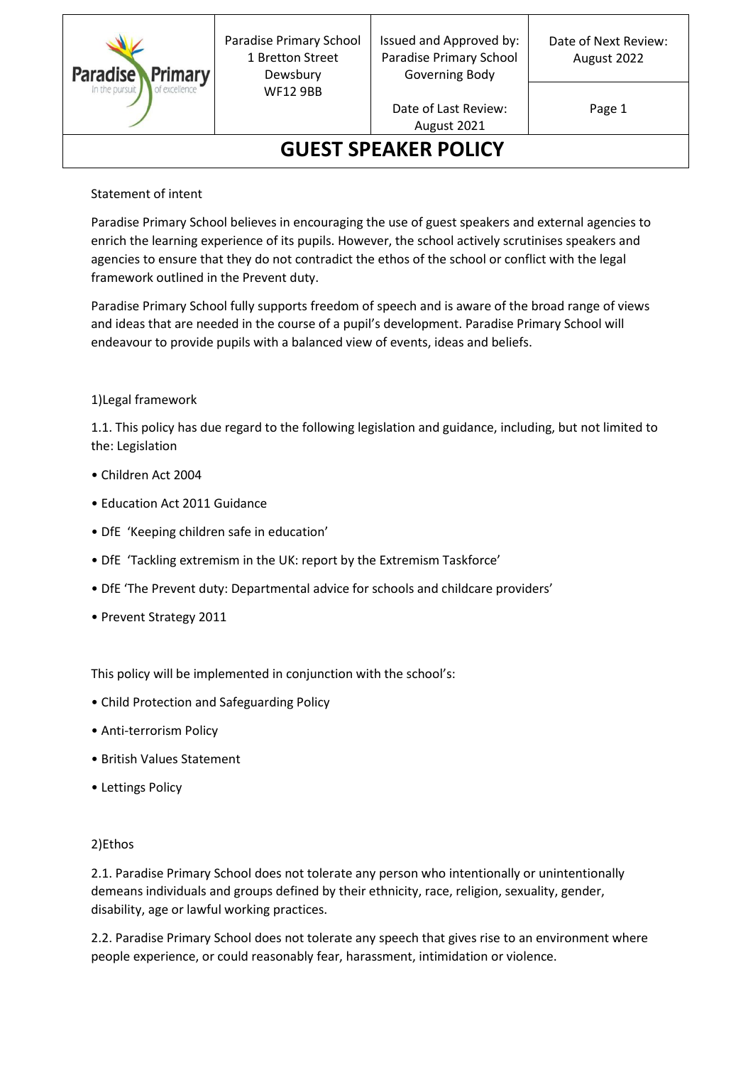| Paradise Primary | Paradise Primary School<br>1 Bretton Street<br>Dewsbury<br>WF12 9BB | Issued and Approved by:<br>Paradise Primary School Governing Body | Date of Next Review:<br>August 2022 |
|---|---|---|---|
| | | Date of Last Review:<br>August 2021 | |

# GUEST SPEAKER POLICY

Statement of intent

Paradise Primary School believes in encouraging the use of guest speakers and external agencies to enrich the learning experience of its pupils. However, the school actively scrutinises speakers and agencies to ensure that they do not contradict the ethos of the school or conflict with the legal framework outlined in the Prevent duty.

Paradise Primary School fully supports freedom of speech and is aware of the broad range of views and ideas that are needed in the course of a pupil's development. Paradise Primary School will endeavour to provide pupils with a balanced view of events, ideas and beliefs.

1)Legal framework

1.1. This policy has due regard to the following legislation and guidance, including, but not limited to the: Legislation

- Children Act 2004
- Education Act 2011 Guidance
- DfE 'Keeping children safe in education'
- DfE 'Tackling extremism in the UK: report by the Extremism Taskforce'
- DfE 'The Prevent duty: Departmental advice for schools and childcare providers'
- Prevent Strategy 2011

This policy will be implemented in conjunction with the school's:

- Child Protection and Safeguarding Policy
- Anti-terrorism Policy
- British Values Statement
- Lettings Policy

2)Ethos

2.1. Paradise Primary School does not tolerate any person who intentionally or unintentionally demeans individuals and groups defined by their ethnicity, race, religion, sexuality, gender, disability, age or lawful working practices.

2.2. Paradise Primary School does not tolerate any speech that gives rise to an environment where people experience, or could reasonably fear, harassment, intimidation or violence.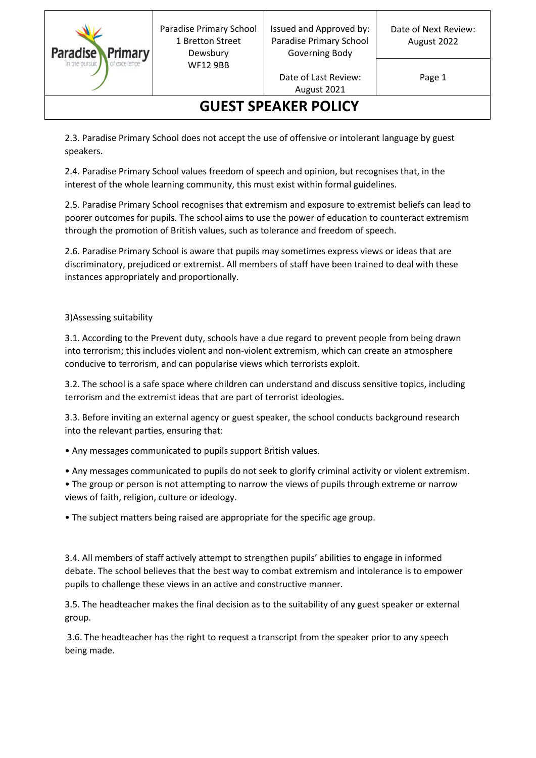2.3. Paradise Primary School does not accept the use of offensive or intolerant language by guest speakers.

2.4. Paradise Primary School values freedom of speech and opinion, but recognises that, in the interest of the whole learning community, this must exist within formal guidelines.

2.5. Paradise Primary School recognises that extremism and exposure to extremist beliefs can lead to poorer outcomes for pupils. The school aims to use the power of education to counteract extremism through the promotion of British values, such as tolerance and freedom of speech.

2.6. Paradise Primary School is aware that pupils may sometimes express views or ideas that are discriminatory, prejudiced or extremist. All members of staff have been trained to deal with these instances appropriately and proportionally.

3)Assessing suitability

3.1. According to the Prevent duty, schools have a due regard to prevent people from being drawn into terrorism; this includes violent and non-violent extremism, which can create an atmosphere conducive to terrorism, and can popularise views which terrorists exploit.

3.2. The school is a safe space where children can understand and discuss sensitive topics, including terrorism and the extremist ideas that are part of terrorist ideologies.

3.3. Before inviting an external agency or guest speaker, the school conducts background research into the relevant parties, ensuring that:

- Any messages communicated to pupils support British values.
- Any messages communicated to pupils do not seek to glorify criminal activity or violent extremism.
- The group or person is not attempting to narrow the views of pupils through extreme or narrow views of faith, religion, culture or ideology.
- The subject matters being raised are appropriate for the specific age group.

3.4. All members of staff actively attempt to strengthen pupils' abilities to engage in informed debate. The school believes that the best way to combat extremism and intolerance is to empower pupils to challenge these views in an active and constructive manner.

3.5. The headteacher makes the final decision as to the suitability of any guest speaker or external group.

3.6. The headteacher has the right to request a transcript from the speaker prior to any speech being made.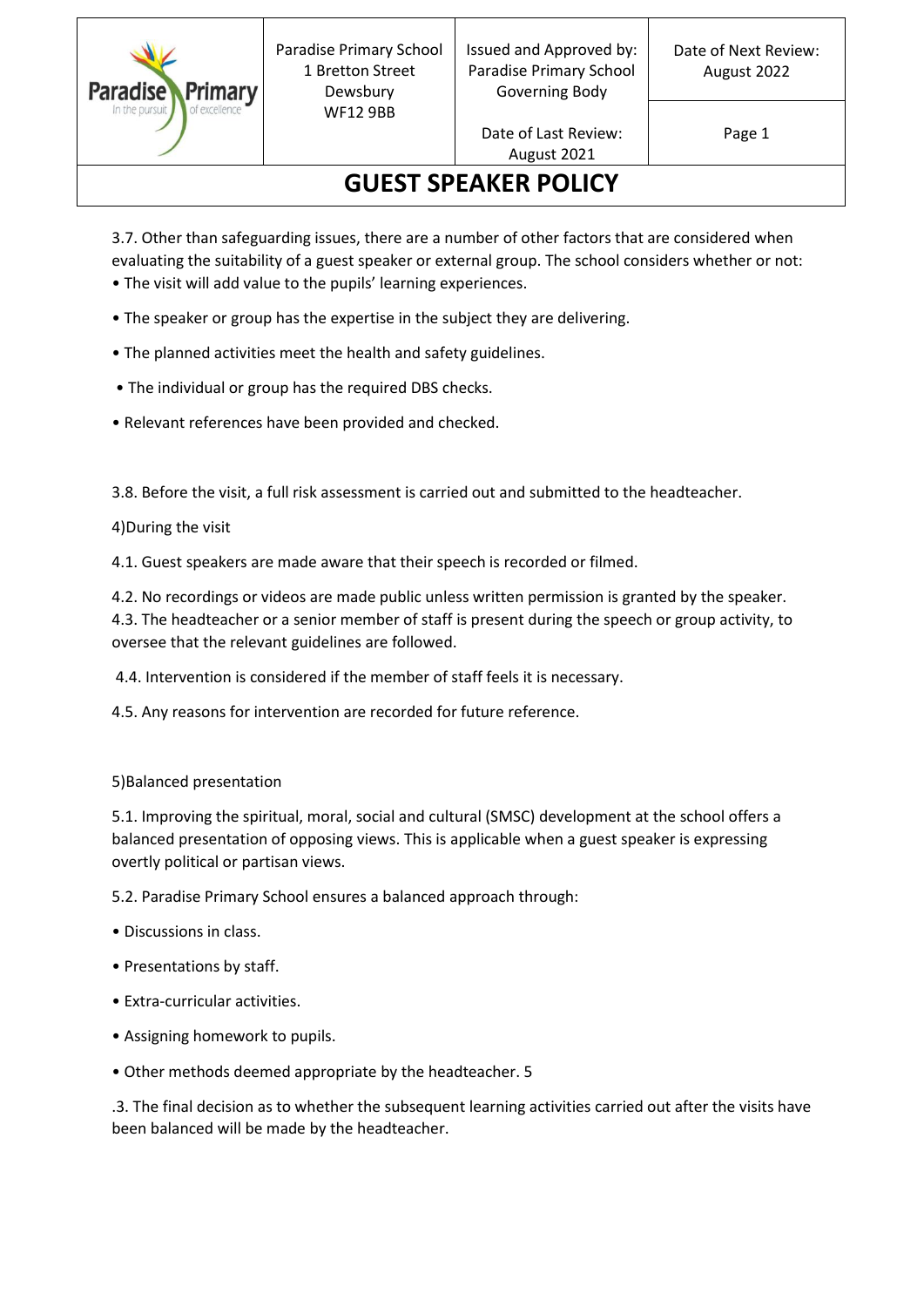3.7. Other than safeguarding issues, there are a number of other factors that are considered when evaluating the suitability of a guest speaker or external group. The school considers whether or not:

- The visit will add value to the pupils' learning experiences.
- The speaker or group has the expertise in the subject they are delivering.
- The planned activities meet the health and safety guidelines.
- The individual or group has the required DBS checks.
- Relevant references have been provided and checked.

3.8. Before the visit, a full risk assessment is carried out and submitted to the headteacher.

4)During the visit

4.1. Guest speakers are made aware that their speech is recorded or filmed.

4.2. No recordings or videos are made public unless written permission is granted by the speaker.
4.3. The headteacher or a senior member of staff is present during the speech or group activity, to oversee that the relevant guidelines are followed.

4.4. Intervention is considered if the member of staff feels it is necessary.

4.5. Any reasons for intervention are recorded for future reference.

5)Balanced presentation

5.1. Improving the spiritual, moral, social and cultural (SMSC) development at the school offers a balanced presentation of opposing views. This is applicable when a guest speaker is expressing overtly political or partisan views.

5.2. Paradise Primary School ensures a balanced approach through:

- Discussions in class.
- Presentations by staff.
- Extra-curricular activities.
- Assigning homework to pupils.
- Other methods deemed appropriate by the headteacher. 5

.3. The final decision as to whether the subsequent learning activities carried out after the visits have been balanced will be made by the headteacher.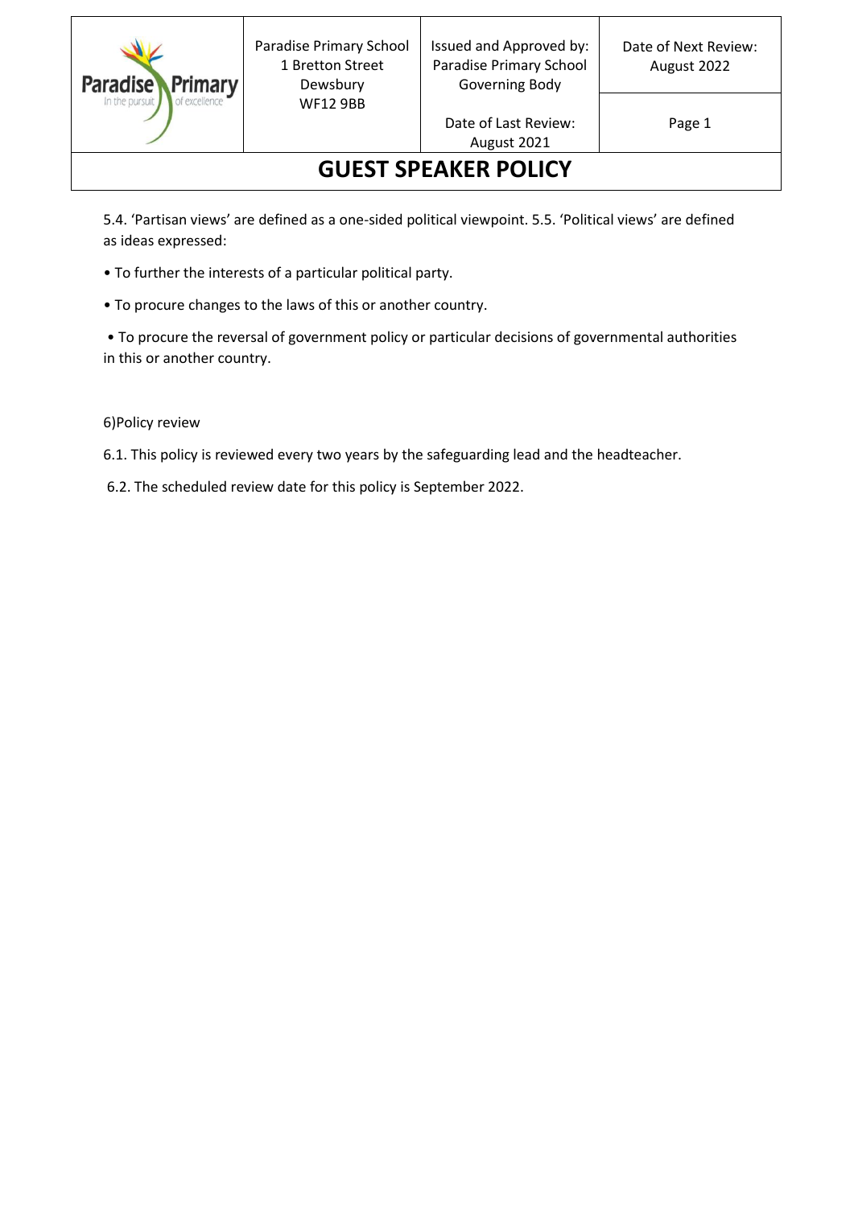5.4. 'Partisan views' are defined as a one-sided political viewpoint. 5.5. 'Political views' are defined as ideas expressed:

- To further the interests of a particular political party.
- To procure changes to the laws of this or another country.
- To procure the reversal of government policy or particular decisions of governmental authorities in this or another country.

6)Policy review

6.1. This policy is reviewed every two years by the safeguarding lead and the headteacher.

6.2. The scheduled review date for this policy is September 2022.